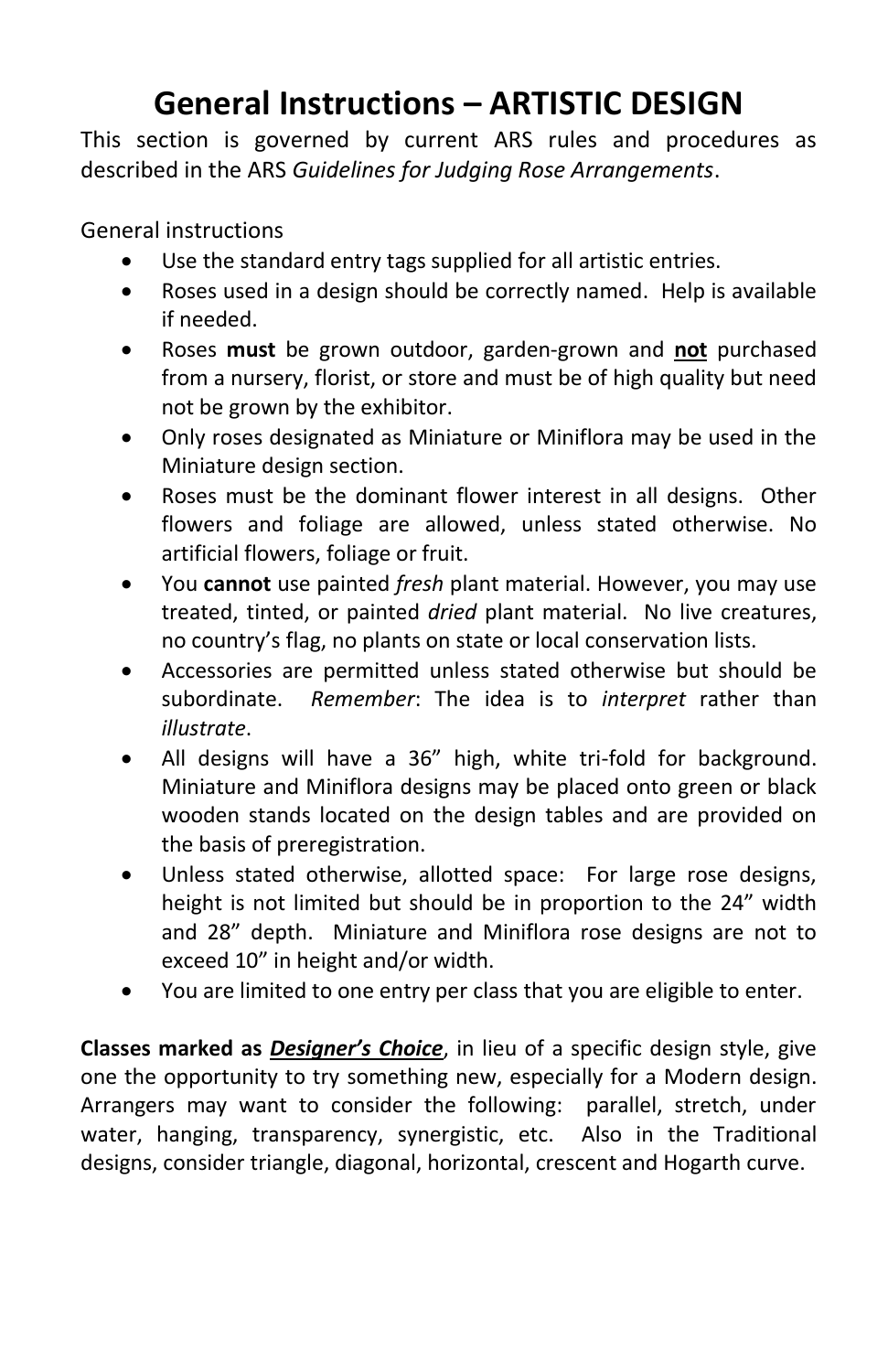# General Instructions – ARTISTIC DESIGN

This section is governed by current ARS rules and procedures as described in the ARS *Guidelines for Judging Rose Arrangements*.

General instructions

- Use the standard entry tags supplied for all artistic entries.
- Roses used in a design should be correctly named. Help is available if needed.
- Roses **must** be grown outdoor, garden-grown and <u>**not**</u> purchased from a nursery, florist, or store and must be of high quality but need not be grown by the exhibitor.
- Only roses designated as Miniature or Miniflora may be used in the Miniature design section.
- Roses must be the dominant flower interest in all designs. Other flowers and foliage are allowed, unless stated otherwise. No artificial flowers, foliage or fruit.
- You **cannot** use painted *fresh* plant material. However, you may use treated, tinted, or painted *dried* plant material. No live creatures, no country's flag, no plants on state or local conservation lists.
- Accessories are permitted unless stated otherwise but should be subordinate. *Remember*: The idea is to *interpret* rather than *illustrate*.
- All designs will have a 36" high, white tri-fold for background. Miniature and Miniflora designs may be placed onto green or black wooden stands located on the design tables and are provided on the basis of preregistration.
- Unless stated otherwise, allotted space: For large rose designs, height is not limited but should be in proportion to the 24" width and 28" depth. Miniature and Miniflora rose designs are not to exceed 10" in height and/or width.
- You are limited to one entry per class that you are eligible to enter.

**Classes marked as <u>*Designer's Choice*</u>**, in lieu of a specific design style, give one the opportunity to try something new, especially for a Modern design. Arrangers may want to consider the following: parallel, stretch, under water, hanging, transparency, synergistic, etc. Also in the Traditional designs, consider triangle, diagonal, horizontal, crescent and Hogarth curve.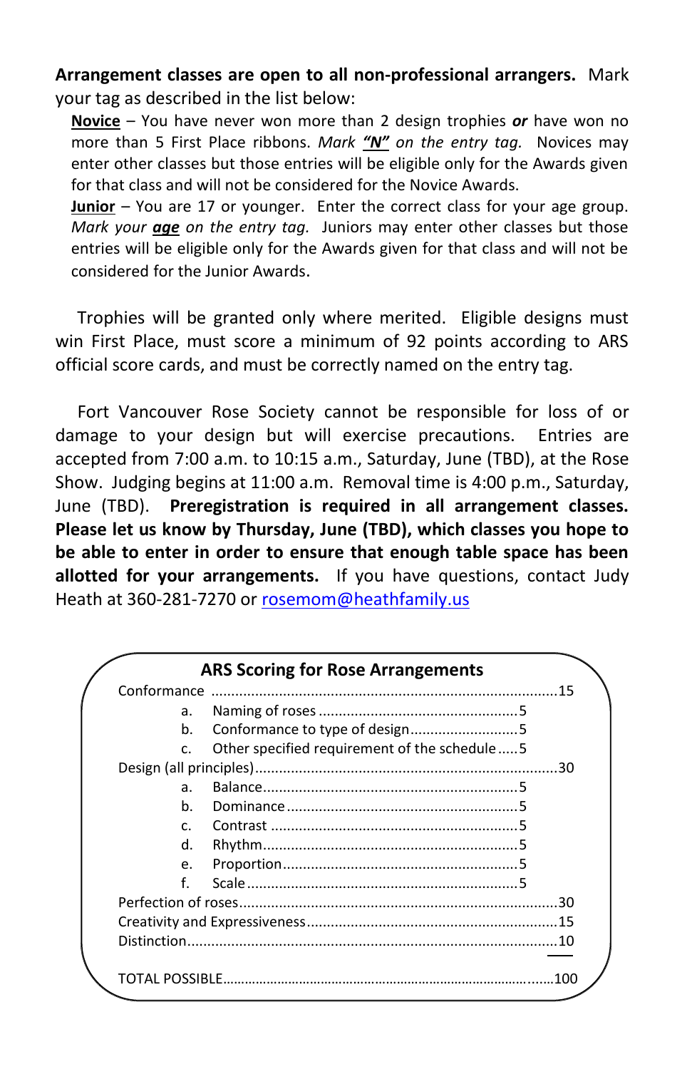**Arrangement classes are open to all non-professional arrangers.** Mark your tag as described in the list below:

**Novice** – You have never won more than 2 design trophies ***or*** have won no more than 5 First Place ribbons. *Mark* ***"N"*** *on the entry tag.* Novices may enter other classes but those entries will be eligible only for the Awards given for that class and will not be considered for the Novice Awards.

**Junior** – You are 17 or younger. Enter the correct class for your age group. *Mark your* ***age*** *on the entry tag.* Juniors may enter other classes but those entries will be eligible only for the Awards given for that class and will not be considered for the Junior Awards.

Trophies will be granted only where merited. Eligible designs must win First Place, must score a minimum of 92 points according to ARS official score cards, and must be correctly named on the entry tag.

Fort Vancouver Rose Society cannot be responsible for loss of or damage to your design but will exercise precautions. Entries are accepted from 7:00 a.m. to 10:15 a.m., Saturday, June (TBD), at the Rose Show. Judging begins at 11:00 a.m. Removal time is 4:00 p.m., Saturday, June (TBD). **Preregistration is required in all arrangement classes. Please let us know by Thursday, June (TBD), which classes you hope to be able to enter in order to ensure that enough table space has been allotted for your arrangements.** If you have questions, contact Judy Heath at 360-281-7270 or rosemom@heathfamily.us

## ARS Scoring for Rose Arrangements

| | | Points |
|---|---|---|
| Conformance | | 15 |
| | a. Naming of roses | 5 |
| | b. Conformance to type of design | 5 |
| | c. Other specified requirement of the schedule | 5 |
| Design (all principles) | | 30 |
| | a. Balance | 5 |
| | b. Dominance | 5 |
| | c. Contrast | 5 |
| | d. Rhythm | 5 |
| | e. Proportion | 5 |
| | f. Scale | 5 |
| Perfection of roses | | 30 |
| Creativity and Expressiveness | | 15 |
| Distinction | | 10 |
| TOTAL POSSIBLE | | 100 |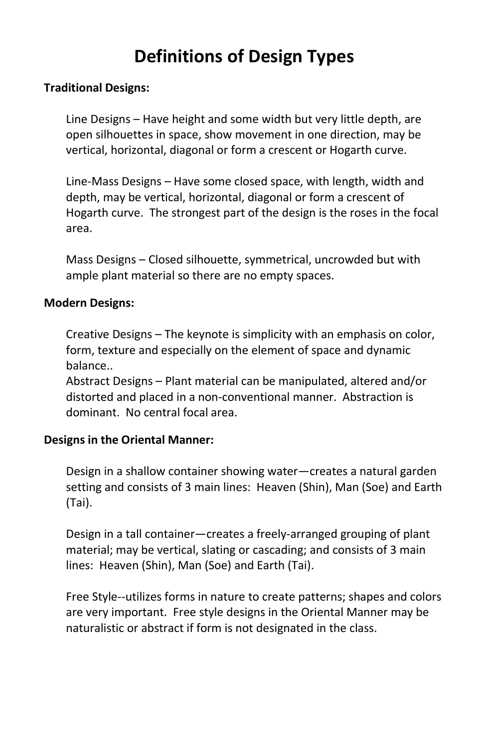# Definitions of Design Types

**Traditional Designs:**

Line Designs – Have height and some width but very little depth, are open silhouettes in space, show movement in one direction, may be vertical, horizontal, diagonal or form a crescent or Hogarth curve.

Line-Mass Designs – Have some closed space, with length, width and depth, may be vertical, horizontal, diagonal or form a crescent of Hogarth curve. The strongest part of the design is the roses in the focal area.

Mass Designs – Closed silhouette, symmetrical, uncrowded but with ample plant material so there are no empty spaces.

**Modern Designs:**

Creative Designs – The keynote is simplicity with an emphasis on color, form, texture and especially on the element of space and dynamic balance..

Abstract Designs – Plant material can be manipulated, altered and/or distorted and placed in a non-conventional manner. Abstraction is dominant. No central focal area.

**Designs in the Oriental Manner:**

Design in a shallow container showing water—creates a natural garden setting and consists of 3 main lines: Heaven (Shin), Man (Soe) and Earth (Tai).

Design in a tall container—creates a freely-arranged grouping of plant material; may be vertical, slating or cascading; and consists of 3 main lines: Heaven (Shin), Man (Soe) and Earth (Tai).

Free Style--utilizes forms in nature to create patterns; shapes and colors are very important. Free style designs in the Oriental Manner may be naturalistic or abstract if form is not designated in the class.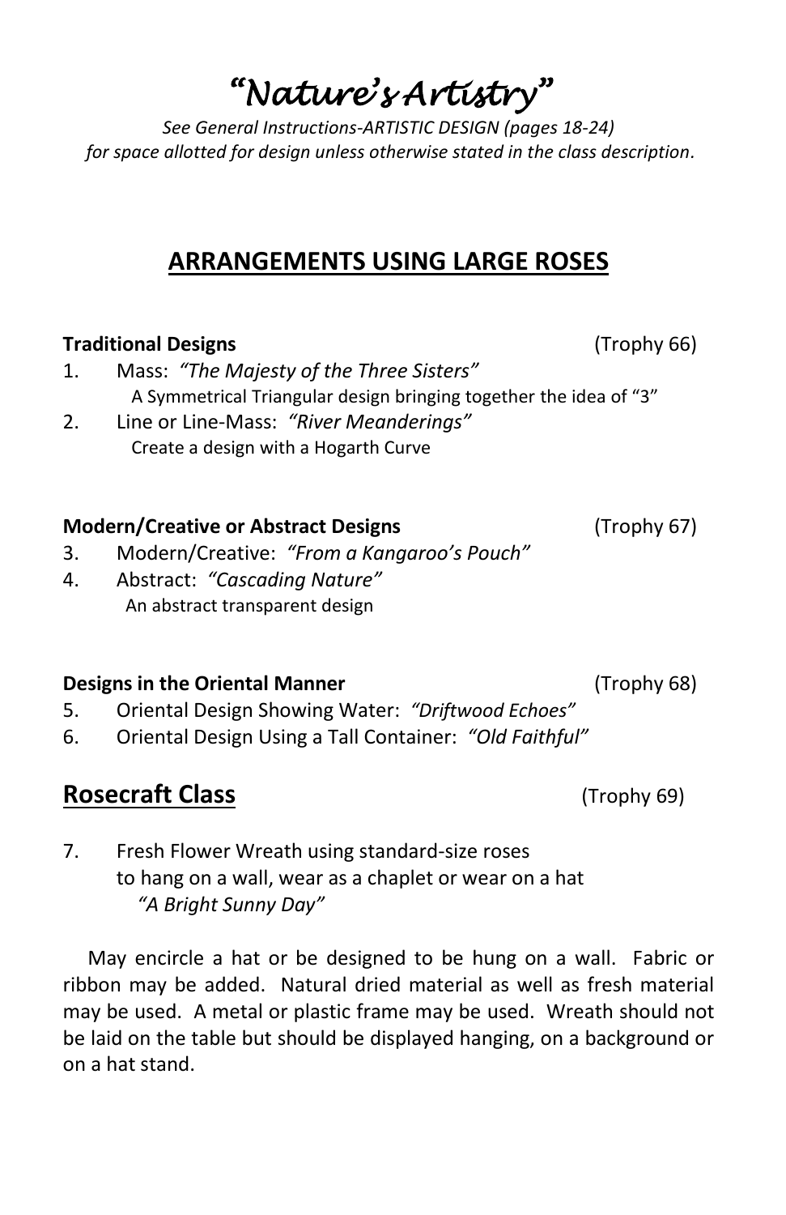# *"Nature's Artistry"*

*See General Instructions-ARTISTIC DESIGN (pages 18-24) for space allotted for design unless otherwise stated in the class description.*

## ARRANGEMENTS USING LARGE ROSES

**Traditional Designs** (Trophy 66)

1. Mass: *"The Majesty of the Three Sisters"*
   A Symmetrical Triangular design bringing together the idea of "3"
2. Line or Line-Mass: *"River Meanderings"*
   Create a design with a Hogarth Curve

**Modern/Creative or Abstract Designs** (Trophy 67)

3. Modern/Creative: *"From a Kangaroo's Pouch"*
4. Abstract: *"Cascading Nature"*
   An abstract transparent design

**Designs in the Oriental Manner** (Trophy 68)

5. Oriental Design Showing Water: *"Driftwood Echoes"*
6. Oriental Design Using a Tall Container: *"Old Faithful"*

## Rosecraft Class (Trophy 69)

7. Fresh Flower Wreath using standard-size roses
   to hang on a wall, wear as a chaplet or wear on a hat
   *"A Bright Sunny Day"*

May encircle a hat or be designed to be hung on a wall. Fabric or ribbon may be added. Natural dried material as well as fresh material may be used. A metal or plastic frame may be used. Wreath should not be laid on the table but should be displayed hanging, on a background or on a hat stand.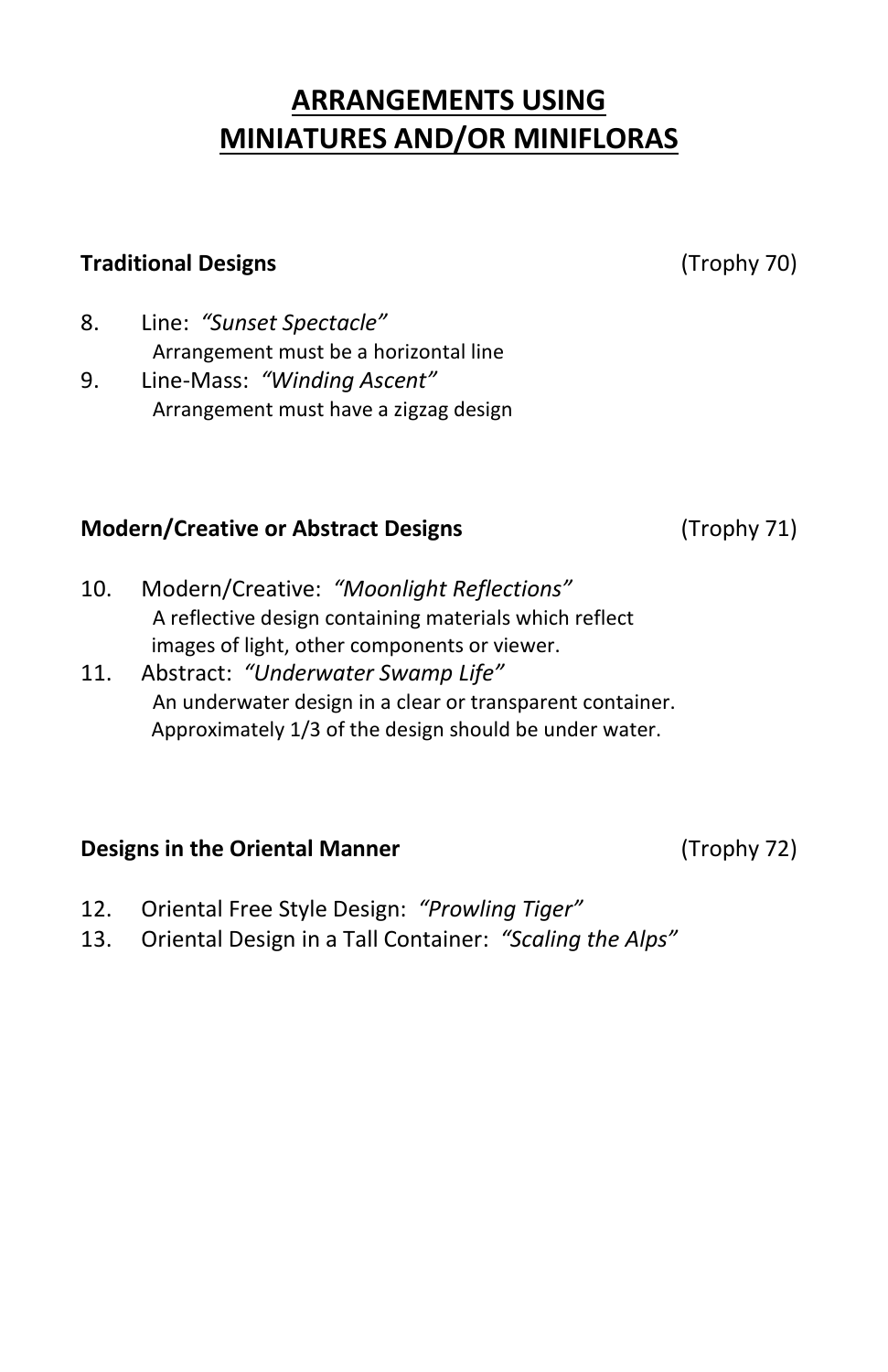# ARRANGEMENTS USING MINIATURES AND/OR MINIFLORAS

**Traditional Designs** (Trophy 70)

8. Line: *"Sunset Spectacle"*
   Arrangement must be a horizontal line
9. Line-Mass: *"Winding Ascent"*
   Arrangement must have a zigzag design

**Modern/Creative or Abstract Designs** (Trophy 71)

10. Modern/Creative: *"Moonlight Reflections"*
    A reflective design containing materials which reflect images of light, other components or viewer.
11. Abstract: *"Underwater Swamp Life"*
    An underwater design in a clear or transparent container. Approximately 1/3 of the design should be under water.

**Designs in the Oriental Manner** (Trophy 72)

12. Oriental Free Style Design: *"Prowling Tiger"*
13. Oriental Design in a Tall Container: *"Scaling the Alps"*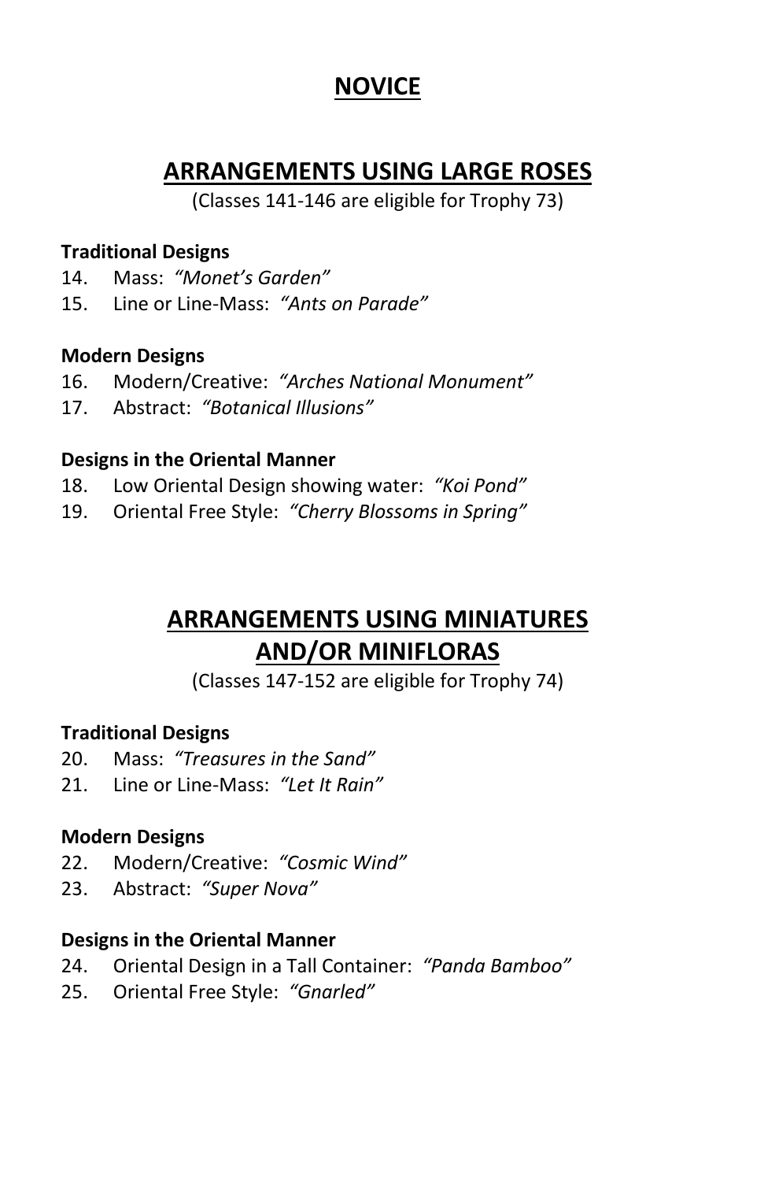# NOVICE

## ARRANGEMENTS USING LARGE ROSES

(Classes 141-146 are eligible for Trophy 73)

**Traditional Designs**

14. Mass: *"Monet's Garden"*
15. Line or Line-Mass: *"Ants on Parade"*

**Modern Designs**

16. Modern/Creative: *"Arches National Monument"*
17. Abstract: *"Botanical Illusions"*

**Designs in the Oriental Manner**

18. Low Oriental Design showing water: *"Koi Pond"*
19. Oriental Free Style: *"Cherry Blossoms in Spring"*

## ARRANGEMENTS USING MINIATURES AND/OR MINIFLORAS

(Classes 147-152 are eligible for Trophy 74)

**Traditional Designs**

20. Mass: *"Treasures in the Sand"*
21. Line or Line-Mass: *"Let It Rain"*

**Modern Designs**

22. Modern/Creative: *"Cosmic Wind"*
23. Abstract: *"Super Nova"*

**Designs in the Oriental Manner**

24. Oriental Design in a Tall Container: *"Panda Bamboo"*
25. Oriental Free Style: *"Gnarled"*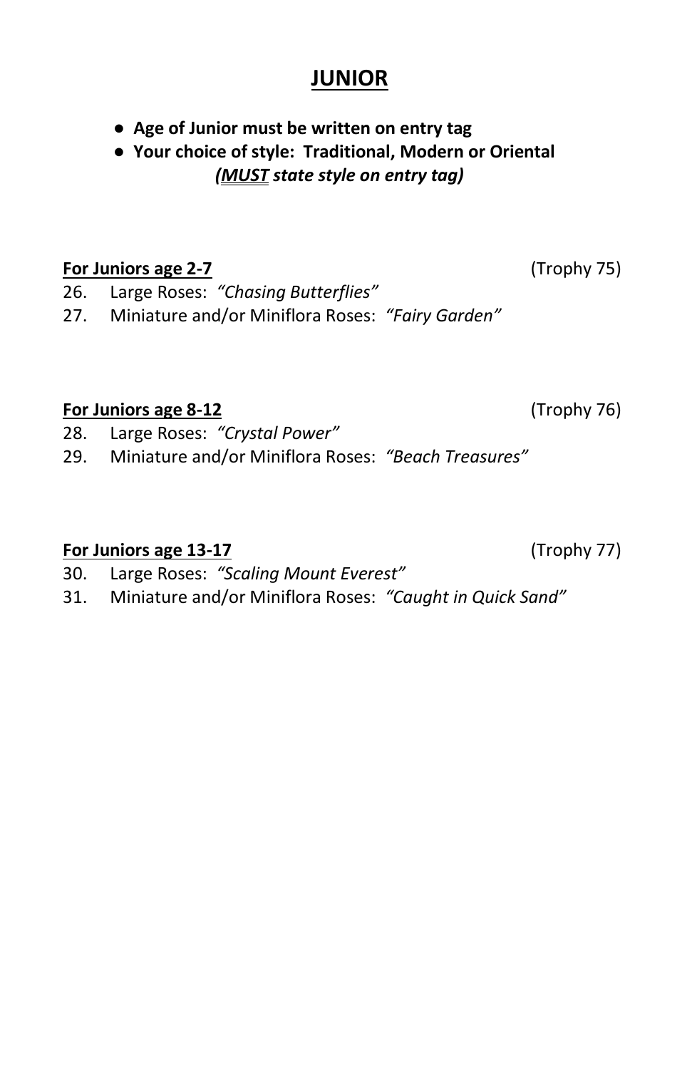# JUNIOR

- **Age of Junior must be written on entry tag**
- **Your choice of style: Traditional, Modern or Oriental** ***(MUST state style on entry tag)***

**For Juniors age 2-7** (Trophy 75)

26. Large Roses: *"Chasing Butterflies"*
27. Miniature and/or Miniflora Roses: *"Fairy Garden"*

**For Juniors age 8-12** (Trophy 76)

28. Large Roses: *"Crystal Power"*
29. Miniature and/or Miniflora Roses: *"Beach Treasures"*

**For Juniors age 13-17** (Trophy 77)

30. Large Roses: *"Scaling Mount Everest"*
31. Miniature and/or Miniflora Roses: *"Caught in Quick Sand"*